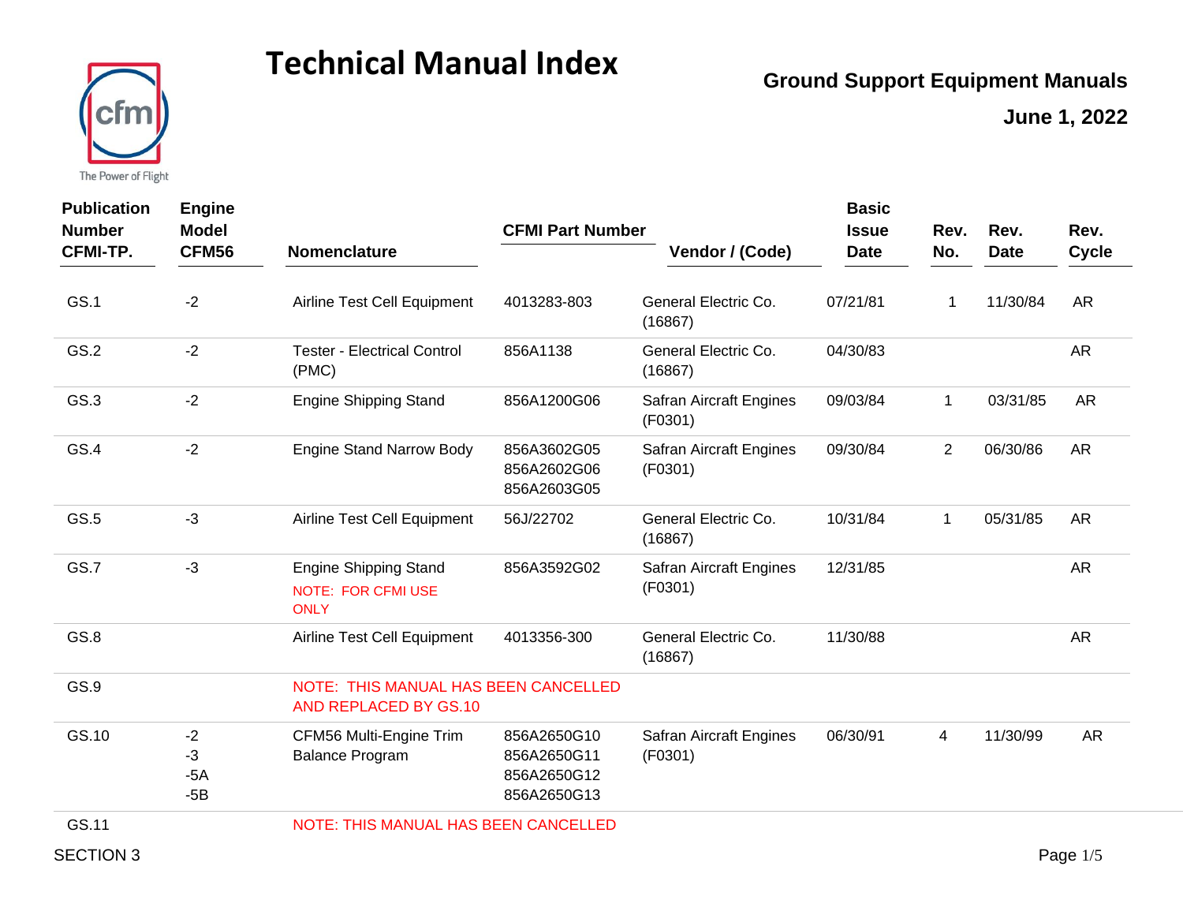# Technical Manual Index

## Ground Support Equipment Manuals

**June 1, 2022**

| Publication Number CFMI-TP. | Engine Model CFM56 | Nomenclature | CFMI Part Number | Vendor / (Code) | Basic Issue Date | Rev. No. | Rev. Date | Rev. Cycle |
|---|---|---|---|---|---|---|---|---|
| GS.1 | -2 | Airline Test Cell Equipment | 4013283-803 | General Electric Co. (16867) | 07/21/81 | 1 | 11/30/84 | AR |
| GS.2 | -2 | Tester - Electrical Control (PMC) | 856A1138 | General Electric Co. (16867) | 04/30/83 | | | AR |
| GS.3 | -2 | Engine Shipping Stand | 856A1200G06 | Safran Aircraft Engines (F0301) | 09/03/84 | 1 | 03/31/85 | AR |
| GS.4 | -2 | Engine Stand Narrow Body | 856A3602G05<br>856A2602G06<br>856A2603G05 | Safran Aircraft Engines (F0301) | 09/30/84 | 2 | 06/30/86 | AR |
| GS.5 | -3 | Airline Test Cell Equipment | 56J/22702 | General Electric Co. (16867) | 10/31/84 | 1 | 05/31/85 | AR |
| GS.7 | -3 | Engine Shipping Stand<br>NOTE: FOR CFMI USE ONLY | 856A3592G02 | Safran Aircraft Engines (F0301) | 12/31/85 | | | AR |
| GS.8 | | Airline Test Cell Equipment | 4013356-300 | General Electric Co. (16867) | 11/30/88 | | | AR |
| GS.9 | | NOTE: THIS MANUAL HAS BEEN CANCELLED AND REPLACED BY GS.10 | | | | | | |
| GS.10 | -2<br>-3<br>-5A<br>-5B | CFM56 Multi-Engine Trim Balance Program | 856A2650G10<br>856A2650G11<br>856A2650G12<br>856A2650G13 | Safran Aircraft Engines (F0301) | 06/30/91 | 4 | 11/30/99 | AR |
| GS.11 | | NOTE: THIS MANUAL HAS BEEN CANCELLED | | | | | | |

SECTION 3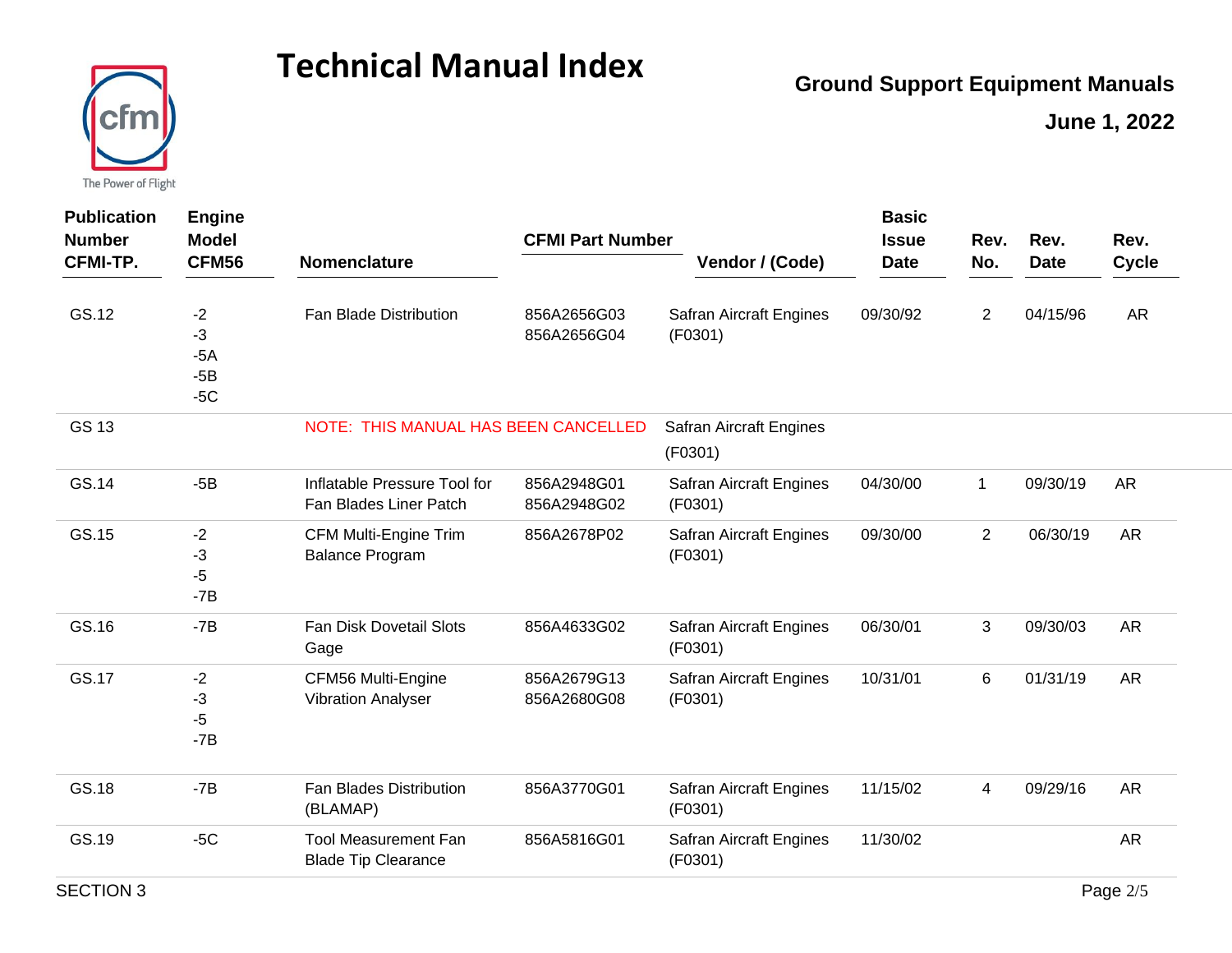# Technical Manual Index

**Ground Support Equipment Manuals**

**June 1, 2022**

| Publication Number CFMI-TP. | Engine Model CFM56 | Nomenclature | CFMI Part Number | Vendor / (Code) | Basic Issue Date | Rev. No. | Rev. Date | Rev. Cycle |
|---|---|---|---|---|---|---|---|---|
| GS.12 | -2<br>-3<br>-5A<br>-5B<br>-5C | Fan Blade Distribution | 856A2656G03<br>856A2656G04 | Safran Aircraft Engines (F0301) | 09/30/92 | 2 | 04/15/96 | AR |
| GS 13 | | NOTE: THIS MANUAL HAS BEEN CANCELLED | | Safran Aircraft Engines (F0301) | | | | |
| GS.14 | -5B | Inflatable Pressure Tool for Fan Blades Liner Patch | 856A2948G01<br>856A2948G02 | Safran Aircraft Engines (F0301) | 04/30/00 | 1 | 09/30/19 | AR |
| GS.15 | -2<br>-3<br>-5<br>-7B | CFM Multi-Engine Trim Balance Program | 856A2678P02 | Safran Aircraft Engines (F0301) | 09/30/00 | 2 | 06/30/19 | AR |
| GS.16 | -7B | Fan Disk Dovetail Slots Gage | 856A4633G02 | Safran Aircraft Engines (F0301) | 06/30/01 | 3 | 09/30/03 | AR |
| GS.17 | -2<br>-3<br>-5<br>-7B | CFM56 Multi-Engine Vibration Analyser | 856A2679G13<br>856A2680G08 | Safran Aircraft Engines (F0301) | 10/31/01 | 6 | 01/31/19 | AR |
| GS.18 | -7B | Fan Blades Distribution (BLAMAP) | 856A3770G01 | Safran Aircraft Engines (F0301) | 11/15/02 | 4 | 09/29/16 | AR |
| GS.19 | -5C | Tool Measurement Fan Blade Tip Clearance | 856A5816G01 | Safran Aircraft Engines (F0301) | 11/30/02 | | | AR |

SECTION 3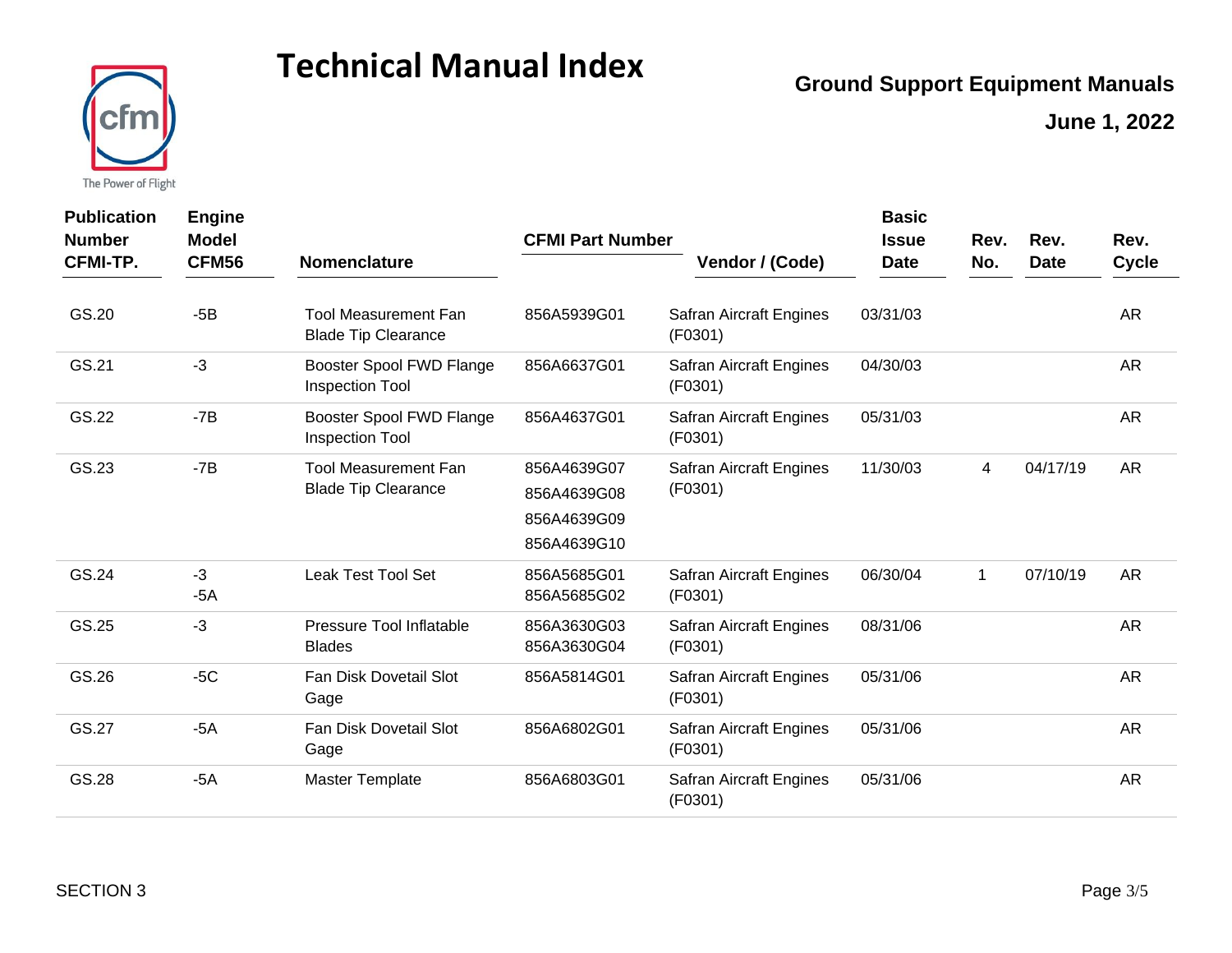# Technical Manual Index

**Ground Support Equipment Manuals**

**June 1, 2022**

| Publication Number CFMI-TP. | Engine Model CFM56 | Nomenclature | CFMI Part Number | Vendor / (Code) | Basic Issue Date | Rev. No. | Rev. Date | Rev. Cycle |
|---|---|---|---|---|---|---|---|---|
| GS.20 | -5B | Tool Measurement Fan Blade Tip Clearance | 856A5939G01 | Safran Aircraft Engines (F0301) | 03/31/03 | | | AR |
| GS.21 | -3 | Booster Spool FWD Flange Inspection Tool | 856A6637G01 | Safran Aircraft Engines (F0301) | 04/30/03 | | | AR |
| GS.22 | -7B | Booster Spool FWD Flange Inspection Tool | 856A4637G01 | Safran Aircraft Engines (F0301) | 05/31/03 | | | AR |
| GS.23 | -7B | Tool Measurement Fan Blade Tip Clearance | 856A4639G07 856A4639G08 856A4639G09 856A4639G10 | Safran Aircraft Engines (F0301) | 11/30/03 | 4 | 04/17/19 | AR |
| GS.24 | -3 -5A | Leak Test Tool Set | 856A5685G01 856A5685G02 | Safran Aircraft Engines (F0301) | 06/30/04 | 1 | 07/10/19 | AR |
| GS.25 | -3 | Pressure Tool Inflatable Blades | 856A3630G03 856A3630G04 | Safran Aircraft Engines (F0301) | 08/31/06 | | | AR |
| GS.26 | -5C | Fan Disk Dovetail Slot Gage | 856A5814G01 | Safran Aircraft Engines (F0301) | 05/31/06 | | | AR |
| GS.27 | -5A | Fan Disk Dovetail Slot Gage | 856A6802G01 | Safran Aircraft Engines (F0301) | 05/31/06 | | | AR |
| GS.28 | -5A | Master Template | 856A6803G01 | Safran Aircraft Engines (F0301) | 05/31/06 | | | AR |

SECTION 3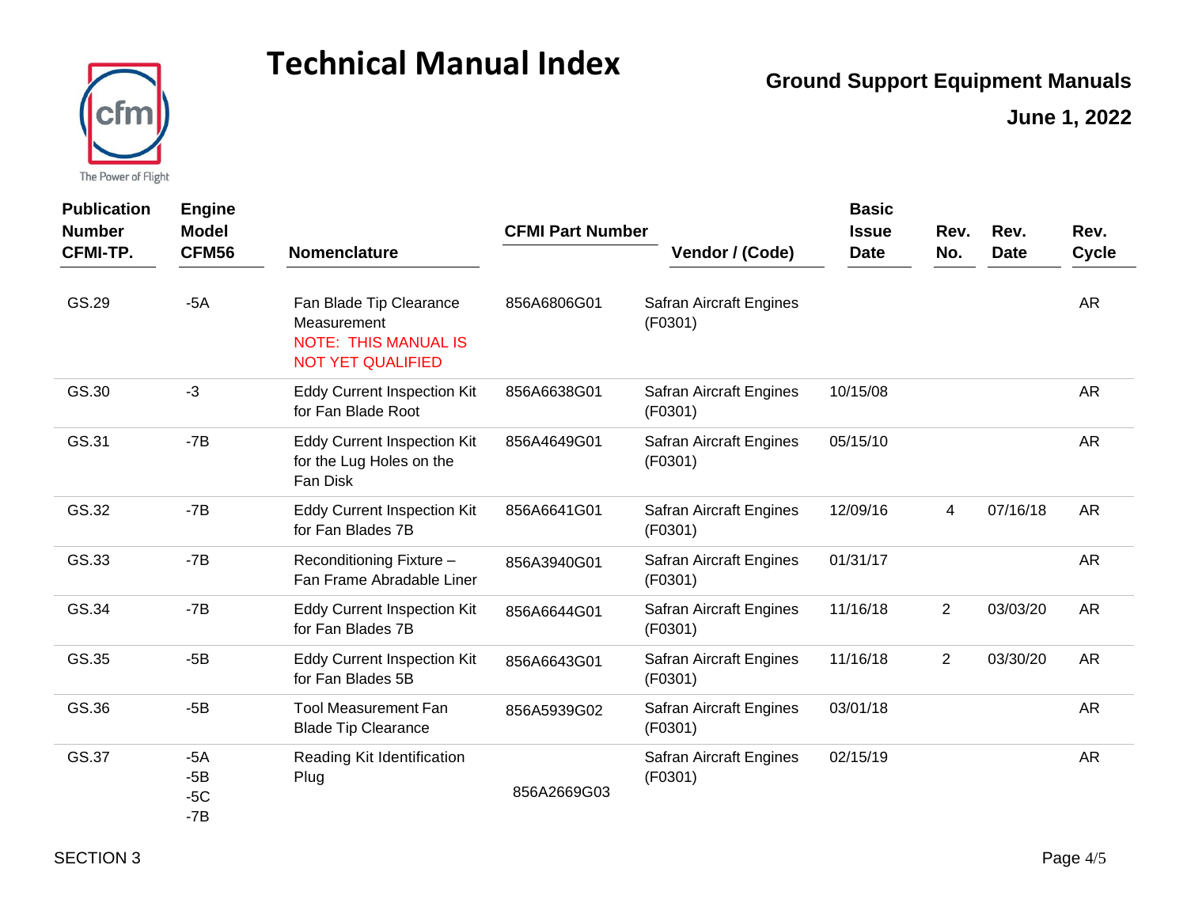# Technical Manual Index

**Ground Support Equipment Manuals**

**June 1, 2022**

| Publication Number CFMI-TP. | Engine Model CFM56 | Nomenclature | CFMI Part Number | Vendor / (Code) | Basic Issue Date | Rev. No. | Rev. Date | Rev. Cycle |
|---|---|---|---|---|---|---|---|---|
| GS.29 | -5A | Fan Blade Tip Clearance Measurement NOTE: THIS MANUAL IS NOT YET QUALIFIED | 856A6806G01 | Safran Aircraft Engines (F0301) | | | | AR |
| GS.30 | -3 | Eddy Current Inspection Kit for Fan Blade Root | 856A6638G01 | Safran Aircraft Engines (F0301) | 10/15/08 | | | AR |
| GS.31 | -7B | Eddy Current Inspection Kit for the Lug Holes on the Fan Disk | 856A4649G01 | Safran Aircraft Engines (F0301) | 05/15/10 | | | AR |
| GS.32 | -7B | Eddy Current Inspection Kit for Fan Blades 7B | 856A6641G01 | Safran Aircraft Engines (F0301) | 12/09/16 | 4 | 07/16/18 | AR |
| GS.33 | -7B | Reconditioning Fixture – Fan Frame Abradable Liner | 856A3940G01 | Safran Aircraft Engines (F0301) | 01/31/17 | | | AR |
| GS.34 | -7B | Eddy Current Inspection Kit for Fan Blades 7B | 856A6644G01 | Safran Aircraft Engines (F0301) | 11/16/18 | 2 | 03/03/20 | AR |
| GS.35 | -5B | Eddy Current Inspection Kit for Fan Blades 5B | 856A6643G01 | Safran Aircraft Engines (F0301) | 11/16/18 | 2 | 03/30/20 | AR |
| GS.36 | -5B | Tool Measurement Fan Blade Tip Clearance | 856A5939G02 | Safran Aircraft Engines (F0301) | 03/01/18 | | | AR |
| GS.37 | -5A -5B -5C -7B | Reading Kit Identification Plug | 856A2669G03 | Safran Aircraft Engines (F0301) | 02/15/19 | | | AR |

SECTION 3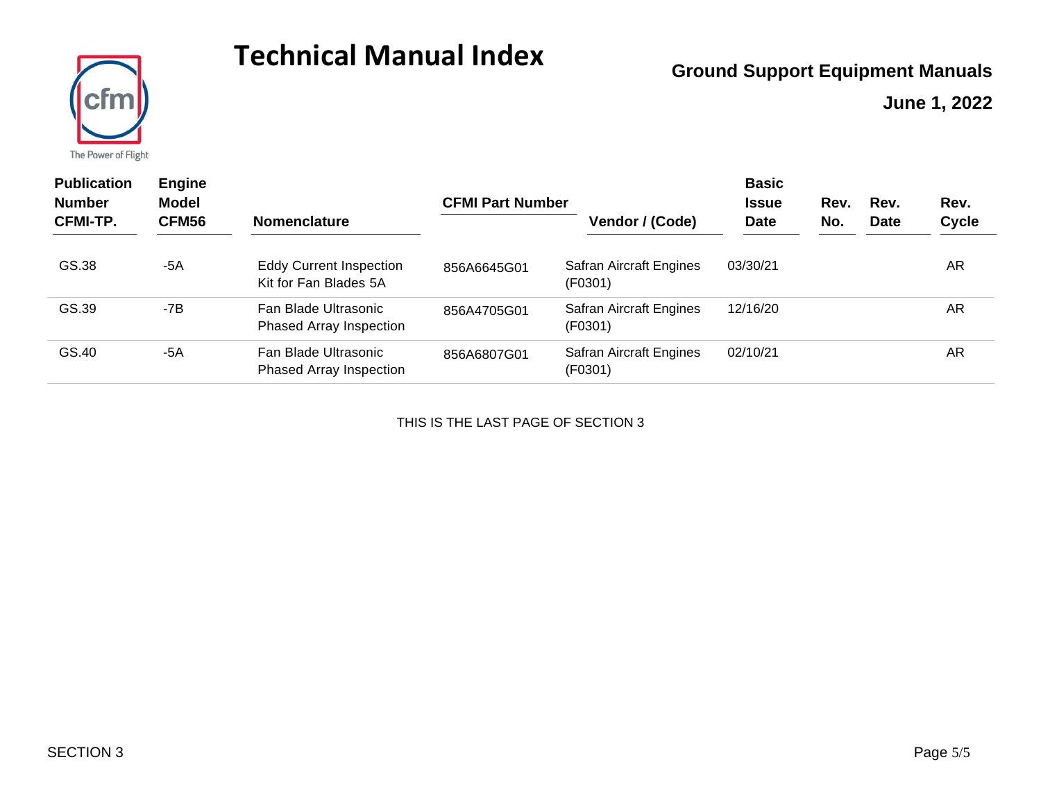# Technical Manual Index

**Ground Support Equipment Manuals**

**June 1, 2022**

| Publication Number CFMI-TP. | Engine Model CFM56 | Nomenclature | CFMI Part Number | Vendor / (Code) | Basic Issue Date | Rev. No. | Rev. Date | Rev. Cycle |
|---|---|---|---|---|---|---|---|---|
| GS.38 | -5A | Eddy Current Inspection Kit for Fan Blades 5A | 856A6645G01 | Safran Aircraft Engines (F0301) | 03/30/21 | | | AR |
| GS.39 | -7B | Fan Blade Ultrasonic Phased Array Inspection | 856A4705G01 | Safran Aircraft Engines (F0301) | 12/16/20 | | | AR |
| GS.40 | -5A | Fan Blade Ultrasonic Phased Array Inspection | 856A6807G01 | Safran Aircraft Engines (F0301) | 02/10/21 | | | AR |

THIS IS THE LAST PAGE OF SECTION 3